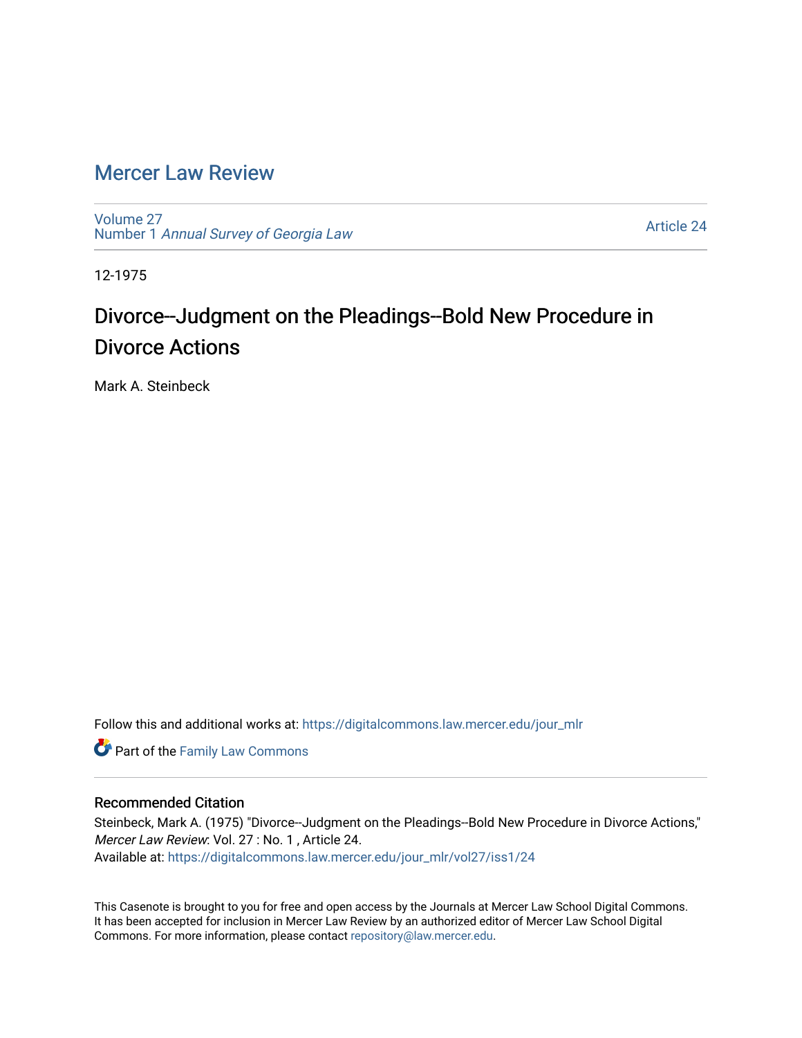# Mercer Law Review

Volume 27
Number 1 *Annual Survey of Georgia Law*

Article 24

12-1975

## Divorce--Judgment on the Pleadings--Bold New Procedure in Divorce Actions

Mark A. Steinbeck

Follow this and additional works at: https://digitalcommons.law.mercer.edu/jour_mlr

Part of the Family Law Commons

### Recommended Citation

Steinbeck, Mark A. (1975) "Divorce--Judgment on the Pleadings--Bold New Procedure in Divorce Actions," *Mercer Law Review*: Vol. 27 : No. 1 , Article 24.
Available at: https://digitalcommons.law.mercer.edu/jour_mlr/vol27/iss1/24

This Casenote is brought to you for free and open access by the Journals at Mercer Law School Digital Commons. It has been accepted for inclusion in Mercer Law Review by an authorized editor of Mercer Law School Digital Commons. For more information, please contact repository@law.mercer.edu.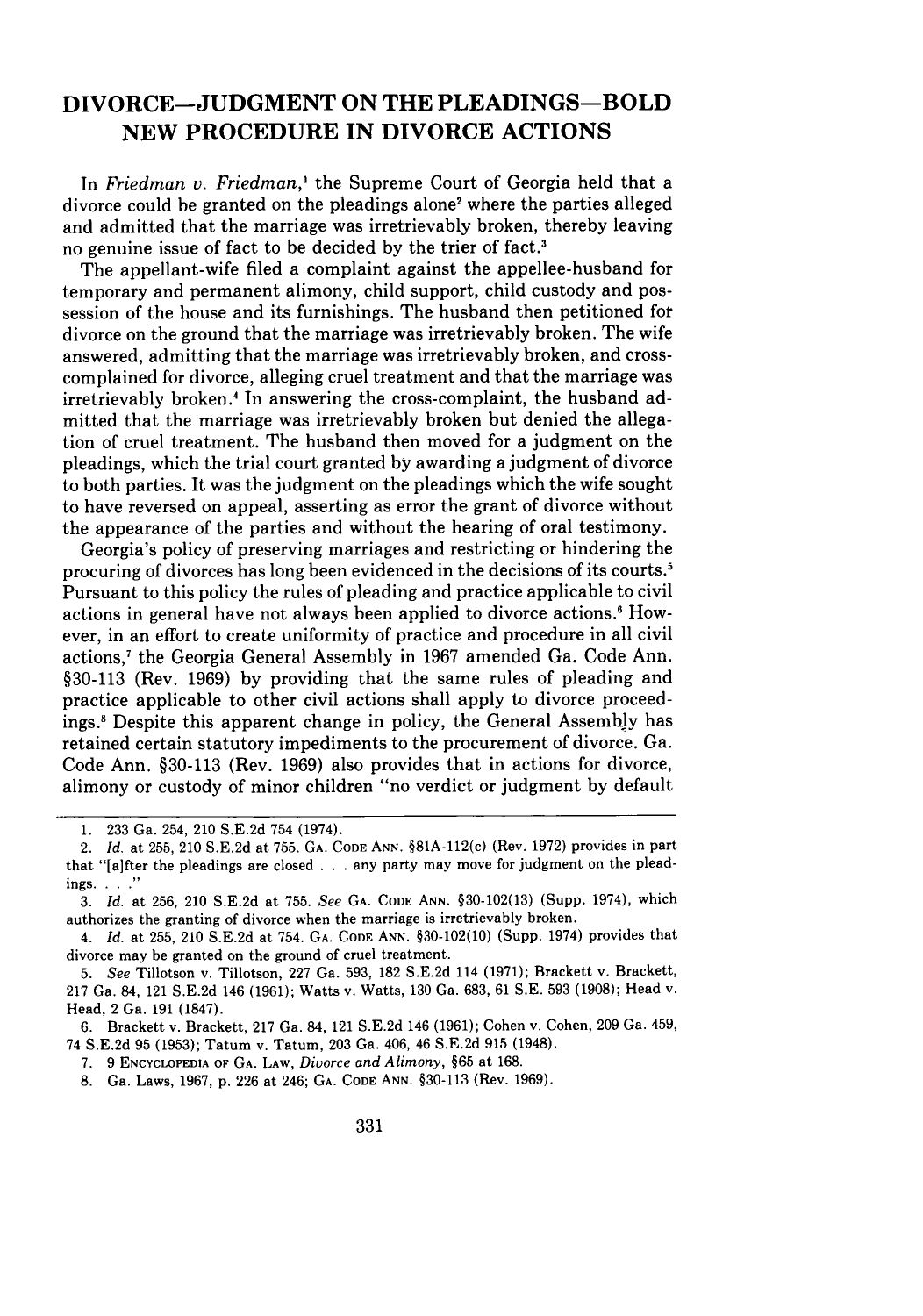# DIVORCE—JUDGMENT ON THE PLEADINGS—BOLD NEW PROCEDURE IN DIVORCE ACTIONS

In *Friedman v. Friedman*,[1] the Supreme Court of Georgia held that a divorce could be granted on the pleadings alone[2] where the parties alleged and admitted that the marriage was irretrievably broken, thereby leaving no genuine issue of fact to be decided by the trier of fact.[3]

The appellant-wife filed a complaint against the appellee-husband for temporary and permanent alimony, child support, child custody and possession of the house and its furnishings. The husband then petitioned for divorce on the ground that the marriage was irretrievably broken. The wife answered, admitting that the marriage was irretrievably broken, and cross-complained for divorce, alleging cruel treatment and that the marriage was irretrievably broken.[4] In answering the cross-complaint, the husband admitted that the marriage was irretrievably broken but denied the allegation of cruel treatment. The husband then moved for a judgment on the pleadings, which the trial court granted by awarding a judgment of divorce to both parties. It was the judgment on the pleadings which the wife sought to have reversed on appeal, asserting as error the grant of divorce without the appearance of the parties and without the hearing of oral testimony.

Georgia's policy of preserving marriages and restricting or hindering the procuring of divorces has long been evidenced in the decisions of its courts.[5] Pursuant to this policy the rules of pleading and practice applicable to civil actions in general have not always been applied to divorce actions.[6] However, in an effort to create uniformity of practice and procedure in all civil actions,[7] the Georgia General Assembly in 1967 amended Ga. Code Ann. §30-113 (Rev. 1969) by providing that the same rules of pleading and practice applicable to other civil actions shall apply to divorce proceedings.[8] Despite this apparent change in policy, the General Assembly has retained certain statutory impediments to the procurement of divorce. Ga. Code Ann. §30-113 (Rev. 1969) also provides that in actions for divorce, alimony or custody of minor children "no verdict or judgment by default

---

1. 233 Ga. 254, 210 S.E.2d 754 (1974).

2. *Id.* at 255, 210 S.E.2d at 755. GA. CODE ANN. §81A-112(c) (Rev. 1972) provides in part that "[a]fter the pleadings are closed . . . any party may move for judgment on the pleadings. . . ."

3. *Id.* at 256, 210 S.E.2d at 755. *See* GA. CODE ANN. §30-102(13) (Supp. 1974), which authorizes the granting of divorce when the marriage is irretrievably broken.

4. *Id.* at 255, 210 S.E.2d at 754. GA. CODE ANN. §30-102(10) (Supp. 1974) provides that divorce may be granted on the ground of cruel treatment.

5. *See* Tillotson v. Tillotson, 227 Ga. 593, 182 S.E.2d 114 (1971); Brackett v. Brackett, 217 Ga. 84, 121 S.E.2d 146 (1961); Watts v. Watts, 130 Ga. 683, 61 S.E. 593 (1908); Head v. Head, 2 Ga. 191 (1847).

6. Brackett v. Brackett, 217 Ga. 84, 121 S.E.2d 146 (1961); Cohen v. Cohen, 209 Ga. 459, 74 S.E.2d 95 (1953); Tatum v. Tatum, 203 Ga. 406, 46 S.E.2d 915 (1948).

7. 9 ENCYCLOPEDIA OF GA. LAW, *Divorce and Alimony*, §65 at 168.

8. Ga. Laws, 1967, p. 226 at 246; GA. CODE ANN. §30-113 (Rev. 1969).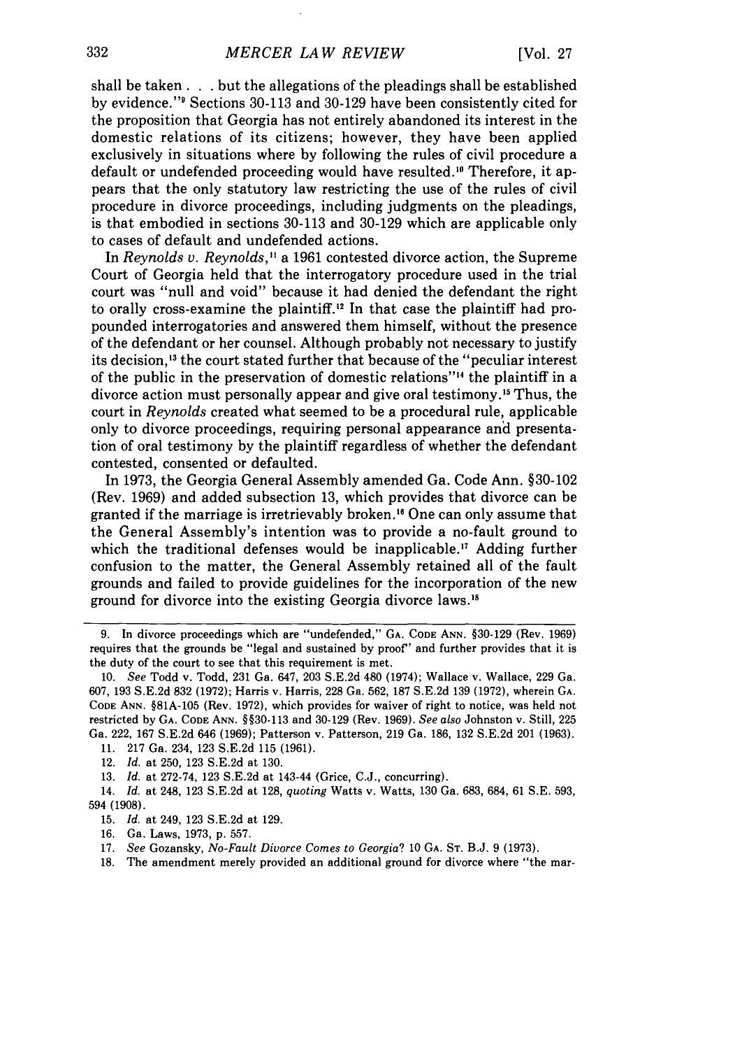shall be taken . . . but the allegations of the pleadings shall be established by evidence."[9] Sections 30-113 and 30-129 have been consistently cited for the proposition that Georgia has not entirely abandoned its interest in the domestic relations of its citizens; however, they have been applied exclusively in situations where by following the rules of civil procedure a default or undefended proceeding would have resulted.[10] Therefore, it appears that the only statutory law restricting the use of the rules of civil procedure in divorce proceedings, including judgments on the pleadings, is that embodied in sections 30-113 and 30-129 which are applicable only to cases of default and undefended actions.

In *Reynolds v. Reynolds*,[11] a 1961 contested divorce action, the Supreme Court of Georgia held that the interrogatory procedure used in the trial court was "null and void" because it had denied the defendant the right to orally cross-examine the plaintiff.[12] In that case the plaintiff had propounded interrogatories and answered them himself, without the presence of the defendant or her counsel. Although probably not necessary to justify its decision,[13] the court stated further that because of the "peculiar interest of the public in the preservation of domestic relations"[14] the plaintiff in a divorce action must personally appear and give oral testimony.[15] Thus, the court in *Reynolds* created what seemed to be a procedural rule, applicable only to divorce proceedings, requiring personal appearance and presentation of oral testimony by the plaintiff regardless of whether the defendant contested, consented or defaulted.

In 1973, the Georgia General Assembly amended Ga. Code Ann. §30-102 (Rev. 1969) and added subsection 13, which provides that divorce can be granted if the marriage is irretrievably broken.[16] One can only assume that the General Assembly's intention was to provide a no-fault ground to which the traditional defenses would be inapplicable.[17] Adding further confusion to the matter, the General Assembly retained all of the fault grounds and failed to provide guidelines for the incorporation of the new ground for divorce into the existing Georgia divorce laws.[18]

---

9. In divorce proceedings which are "undefended," GA. CODE ANN. §30-129 (Rev. 1969) requires that the grounds be "legal and sustained by proof" and further provides that it is the duty of the court to see that this requirement is met.

10. *See* Todd v. Todd, 231 Ga. 647, 203 S.E.2d 480 (1974); Wallace v. Wallace, 229 Ga. 607, 193 S.E.2d 832 (1972); Harris v. Harris, 228 Ga. 562, 187 S.E.2d 139 (1972), wherein GA. CODE ANN. §81A-105 (Rev. 1972), which provides for waiver of right to notice, was held not restricted by GA. CODE ANN. §§30-113 and 30-129 (Rev. 1969). *See also* Johnston v. Still, 225 Ga. 222, 167 S.E.2d 646 (1969); Patterson v. Patterson, 219 Ga. 186, 132 S.E.2d 201 (1963).

11. 217 Ga. 234, 123 S.E.2d 115 (1961).

12. *Id.* at 250, 123 S.E.2d at 130.

13. *Id.* at 272-74, 123 S.E.2d at 143-44 (Grice, C.J., concurring).

14. *Id.* at 248, 123 S.E.2d at 128, *quoting* Watts v. Watts, 130 Ga. 683, 684, 61 S.E. 593, 594 (1908).

15. *Id.* at 249, 123 S.E.2d at 129.

16. Ga. Laws, 1973, p. 557.

17. *See* Gozansky, *No-Fault Divorce Comes to Georgia?* 10 GA. ST. B.J. 9 (1973).

18. The amendment merely provided an additional ground for divorce where "the mar-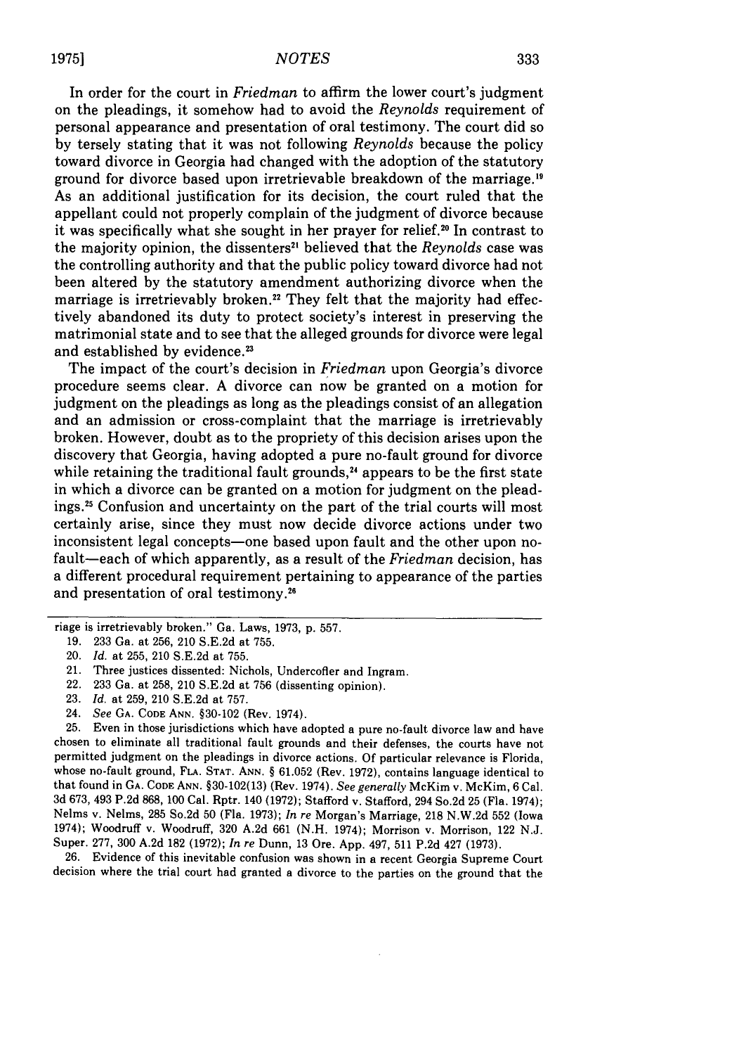In order for the court in *Friedman* to affirm the lower court's judgment on the pleadings, it somehow had to avoid the *Reynolds* requirement of personal appearance and presentation of oral testimony. The court did so by tersely stating that it was not following *Reynolds* because the policy toward divorce in Georgia had changed with the adoption of the statutory ground for divorce based upon irretrievable breakdown of the marriage.[19] As an additional justification for its decision, the court ruled that the appellant could not properly complain of the judgment of divorce because it was specifically what she sought in her prayer for relief.[20] In contrast to the majority opinion, the dissenters[21] believed that the *Reynolds* case was the controlling authority and that the public policy toward divorce had not been altered by the statutory amendment authorizing divorce when the marriage is irretrievably broken.[22] They felt that the majority had effectively abandoned its duty to protect society's interest in preserving the matrimonial state and to see that the alleged grounds for divorce were legal and established by evidence.[23]

The impact of the court's decision in *Friedman* upon Georgia's divorce procedure seems clear. A divorce can now be granted on a motion for judgment on the pleadings as long as the pleadings consist of an allegation and an admission or cross-complaint that the marriage is irretrievably broken. However, doubt as to the propriety of this decision arises upon the discovery that Georgia, having adopted a pure no-fault ground for divorce while retaining the traditional fault grounds,[24] appears to be the first state in which a divorce can be granted on a motion for judgment on the pleadings.[25] Confusion and uncertainty on the part of the trial courts will most certainly arise, since they must now decide divorce actions under two inconsistent legal concepts—one based upon fault and the other upon no-fault—each of which apparently, as a result of the *Friedman* decision, has a different procedural requirement pertaining to appearance of the parties and presentation of oral testimony.[26]

---

riage is irretrievably broken." Ga. Laws, 1973, p. 557.

19. 233 Ga. at 256, 210 S.E.2d at 755.

20. *Id.* at 255, 210 S.E.2d at 755.

21. Three justices dissented: Nichols, Undercofler and Ingram.

22. 233 Ga. at 258, 210 S.E.2d at 756 (dissenting opinion).

23. *Id.* at 259, 210 S.E.2d at 757.

24. *See* GA. CODE ANN. §30-102 (Rev. 1974).

25. Even in those jurisdictions which have adopted a pure no-fault divorce law and have chosen to eliminate all traditional fault grounds and their defenses, the courts have not permitted judgment on the pleadings in divorce actions. Of particular relevance is Florida, whose no-fault ground, FLA. STAT. ANN. § 61.052 (Rev. 1972), contains language identical to that found in GA. CODE ANN. §30-102(13) (Rev. 1974). *See generally* McKim v. McKim, 6 Cal. 3d 673, 493 P.2d 868, 100 Cal. Rptr. 140 (1972); Stafford v. Stafford, 294 So.2d 25 (Fla. 1974); Nelms v. Nelms, 285 So.2d 50 (Fla. 1973); *In re* Morgan's Marriage, 218 N.W.2d 552 (Iowa 1974); Woodruff v. Woodruff, 320 A.2d 661 (N.H. 1974); Morrison v. Morrison, 122 N.J. Super. 277, 300 A.2d 182 (1972); *In re* Dunn, 13 Ore. App. 497, 511 P.2d 427 (1973).

26. Evidence of this inevitable confusion was shown in a recent Georgia Supreme Court decision where the trial court had granted a divorce to the parties on the ground that the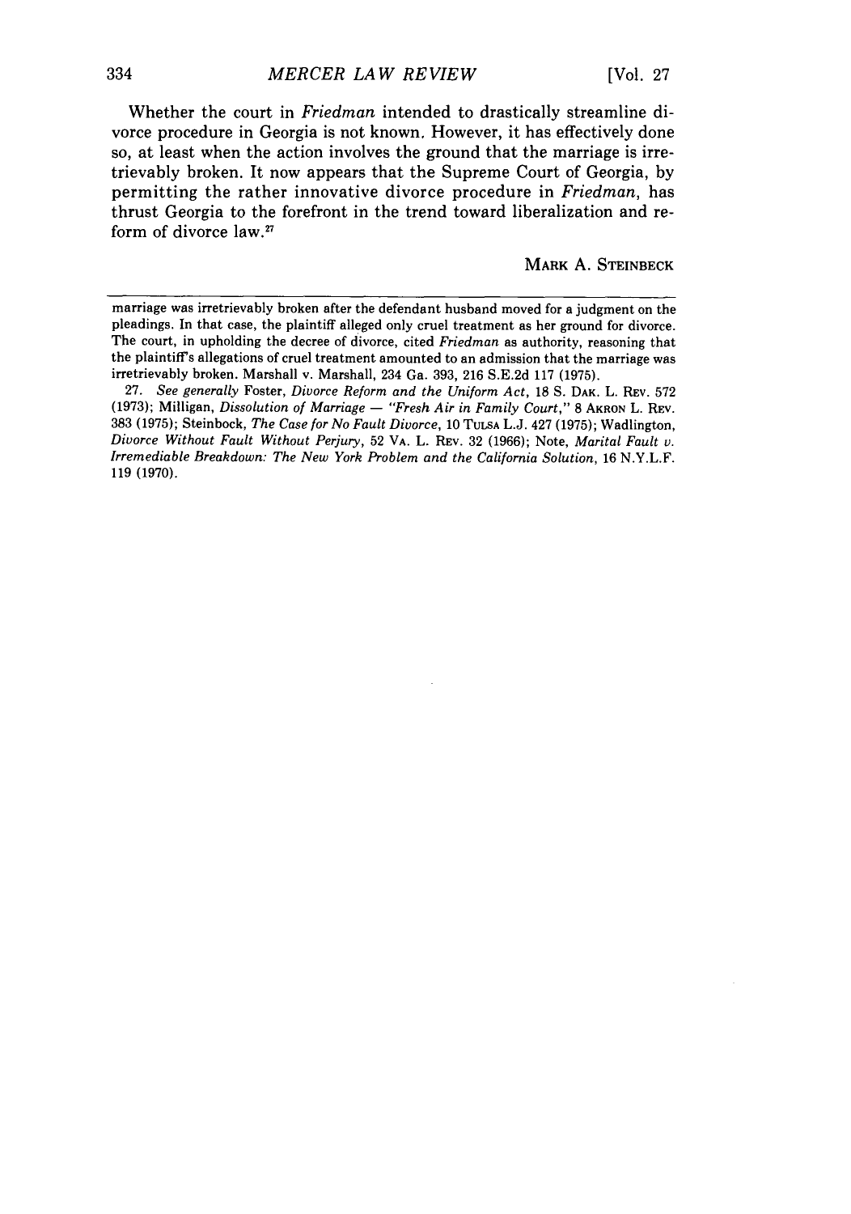Whether the court in *Friedman* intended to drastically streamline divorce procedure in Georgia is not known. However, it has effectively done so, at least when the action involves the ground that the marriage is irretrievably broken. It now appears that the Supreme Court of Georgia, by permitting the rather innovative divorce procedure in *Friedman*, has thrust Georgia to the forefront in the trend toward liberalization and reform of divorce law.[27]

MARK A. STEINBECK

---

marriage was irretrievably broken after the defendant husband moved for a judgment on the pleadings. In that case, the plaintiff alleged only cruel treatment as her ground for divorce. The court, in upholding the decree of divorce, cited *Friedman* as authority, reasoning that the plaintiff's allegations of cruel treatment amounted to an admission that the marriage was irretrievably broken. Marshall v. Marshall, 234 Ga. 393, 216 S.E.2d 117 (1975).

27. *See generally* Foster, *Divorce Reform and the Uniform Act*, 18 S. DAK. L. REV. 572 (1973); Milligan, *Dissolution of Marriage — "Fresh Air in Family Court,"* 8 AKRON L. REV. 383 (1975); Steinbock, *The Case for No Fault Divorce*, 10 TULSA L.J. 427 (1975); Wadlington, *Divorce Without Fault Without Perjury*, 52 VA. L. REV. 32 (1966); Note, *Marital Fault v. Irremediable Breakdown: The New York Problem and the California Solution*, 16 N.Y.L.F. 119 (1970).